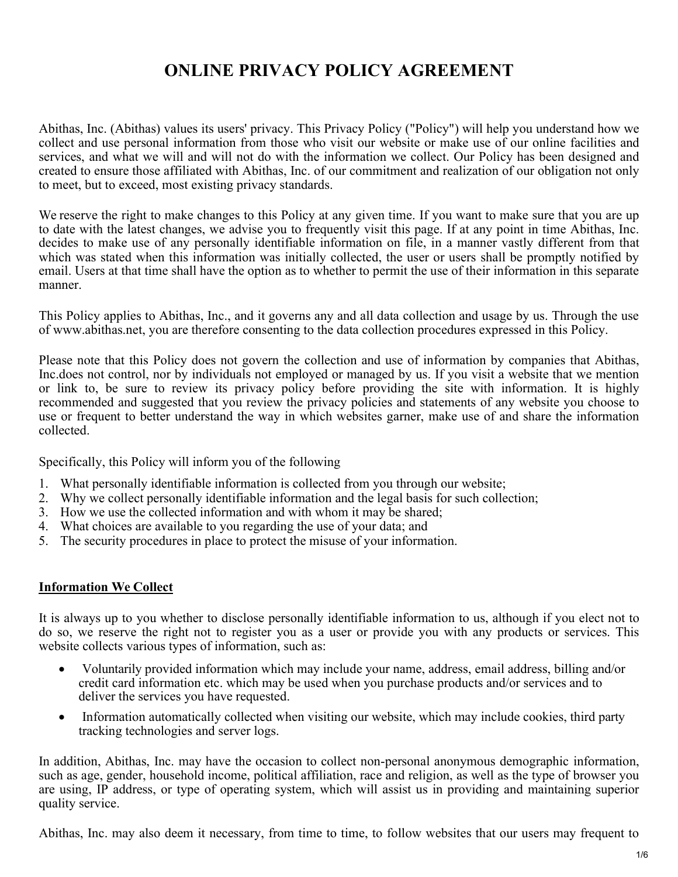# ONLINE PRIVACY POLICY AGREEMENT

Abithas, Inc. (Abithas) values its users' privacy. This Privacy Policy ("Policy") will help you understand how we collect and use personal information from those who visit our website or make use of our online facilities and services, and what we will and will not do with the information we collect. Our Policy has been designed and created to ensure those affiliated with Abithas, Inc. of our commitment and realization of our obligation not only to meet, but to exceed, most existing privacy standards.

We reserve the right to make changes to this Policy at any given time. If you want to make sure that you are up to date with the latest changes, we advise you to frequently visit this page. If at any point in time Abithas, Inc. decides to make use of any personally identifiable information on file, in a manner vastly different from that which was stated when this information was initially collected, the user or users shall be promptly notified by email. Users at that time shall have the option as to whether to permit the use of their information in this separate manner.

This Policy applies to Abithas, Inc., and it governs any and all data collection and usage by us. Through the use of www.abithas.net, you are therefore consenting to the data collection procedures expressed in this Policy.

Please note that this Policy does not govern the collection and use of information by companies that Abithas, Inc.does not control, nor by individuals not employed or managed by us. If you visit a website that we mention or link to, be sure to review its privacy policy before providing the site with information. It is highly recommended and suggested that you review the privacy policies and statements of any website you choose to use or frequent to better understand the way in which websites garner, make use of and share the information collected.

Specifically, this Policy will inform you of the following

1. What personally identifiable information is collected from you through our website;
2. Why we collect personally identifiable information and the legal basis for such collection;
3. How we use the collected information and with whom it may be shared;
4. What choices are available to you regarding the use of your data; and
5. The security procedures in place to protect the misuse of your information.

## Information We Collect

It is always up to you whether to disclose personally identifiable information to us, although if you elect not to do so, we reserve the right not to register you as a user or provide you with any products or services. This website collects various types of information, such as:

- Voluntarily provided information which may include your name, address, email address, billing and/or credit card information etc. which may be used when you purchase products and/or services and to deliver the services you have requested.
- Information automatically collected when visiting our website, which may include cookies, third party tracking technologies and server logs.

In addition, Abithas, Inc. may have the occasion to collect non-personal anonymous demographic information, such as age, gender, household income, political affiliation, race and religion, as well as the type of browser you are using, IP address, or type of operating system, which will assist us in providing and maintaining superior quality service.

Abithas, Inc. may also deem it necessary, from time to time, to follow websites that our users may frequent to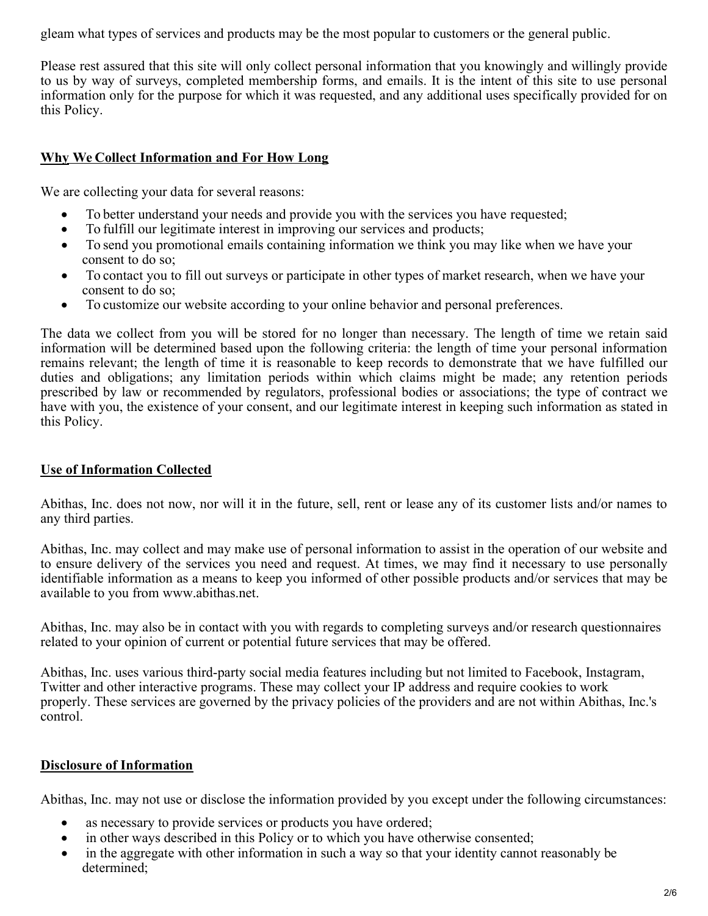gleam what types of services and products may be the most popular to customers or the general public.

Please rest assured that this site will only collect personal information that you knowingly and willingly provide to us by way of surveys, completed membership forms, and emails. It is the intent of this site to use personal information only for the purpose for which it was requested, and any additional uses specifically provided for on this Policy.

## Why We Collect Information and For How Long

We are collecting your data for several reasons:

- To better understand your needs and provide you with the services you have requested;
- To fulfill our legitimate interest in improving our services and products;
- To send you promotional emails containing information we think you may like when we have your consent to do so;
- To contact you to fill out surveys or participate in other types of market research, when we have your consent to do so;
- To customize our website according to your online behavior and personal preferences.

The data we collect from you will be stored for no longer than necessary. The length of time we retain said information will be determined based upon the following criteria: the length of time your personal information remains relevant; the length of time it is reasonable to keep records to demonstrate that we have fulfilled our duties and obligations; any limitation periods within which claims might be made; any retention periods prescribed by law or recommended by regulators, professional bodies or associations; the type of contract we have with you, the existence of your consent, and our legitimate interest in keeping such information as stated in this Policy.

## Use of Information Collected

Abithas, Inc. does not now, nor will it in the future, sell, rent or lease any of its customer lists and/or names to any third parties.

Abithas, Inc. may collect and may make use of personal information to assist in the operation of our website and to ensure delivery of the services you need and request. At times, we may find it necessary to use personally identifiable information as a means to keep you informed of other possible products and/or services that may be available to you from www.abithas.net.

Abithas, Inc. may also be in contact with you with regards to completing surveys and/or research questionnaires related to your opinion of current or potential future services that may be offered.

Abithas, Inc. uses various third-party social media features including but not limited to Facebook, Instagram, Twitter and other interactive programs. These may collect your IP address and require cookies to work properly. These services are governed by the privacy policies of the providers and are not within Abithas, Inc.'s control.

## Disclosure of Information

Abithas, Inc. may not use or disclose the information provided by you except under the following circumstances:

- as necessary to provide services or products you have ordered;
- in other ways described in this Policy or to which you have otherwise consented;
- in the aggregate with other information in such a way so that your identity cannot reasonably be determined;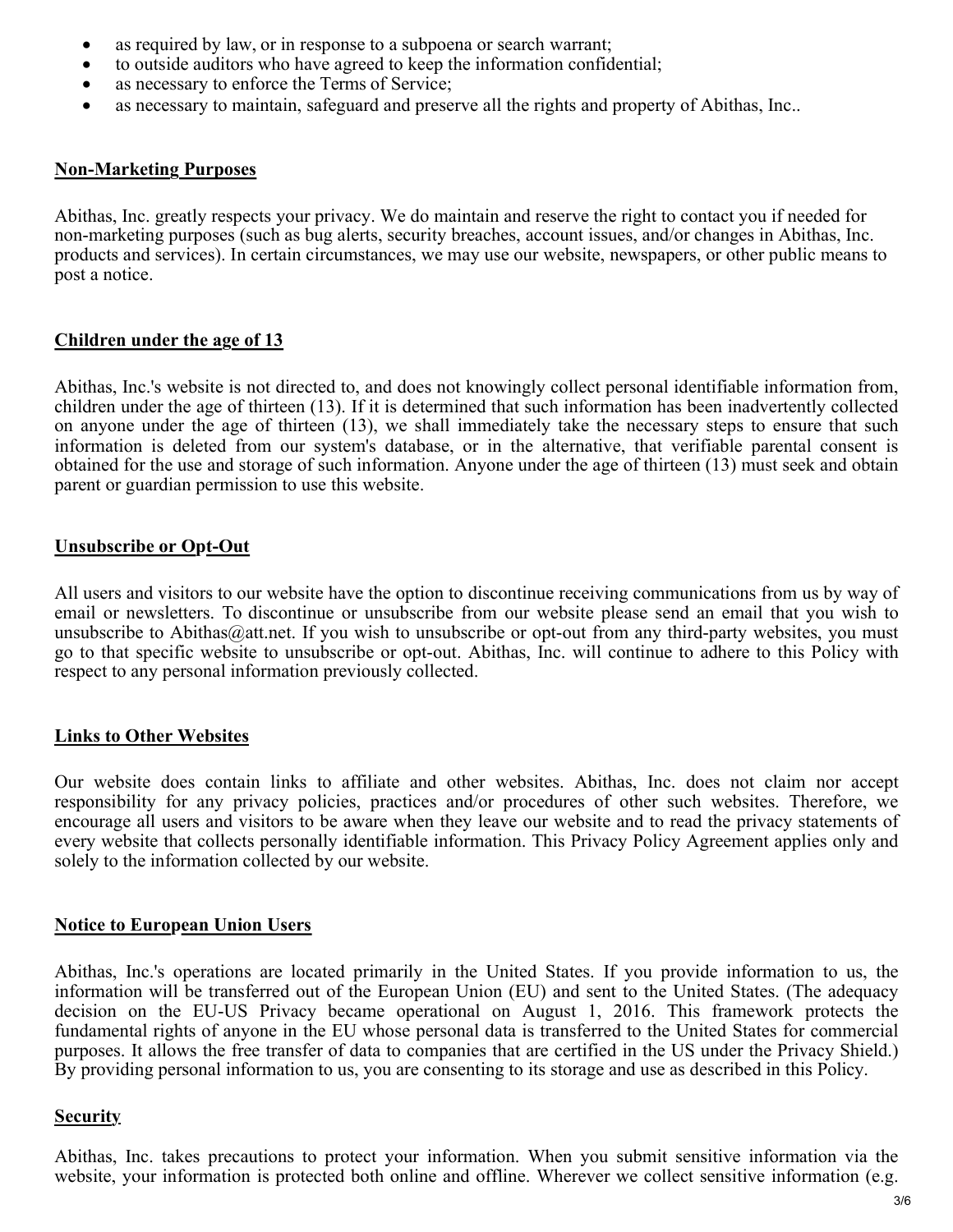- as required by law, or in response to a subpoena or search warrant;
- to outside auditors who have agreed to keep the information confidential;
- as necessary to enforce the Terms of Service;
- as necessary to maintain, safeguard and preserve all the rights and property of Abithas, Inc..

## Non-Marketing Purposes

Abithas, Inc. greatly respects your privacy. We do maintain and reserve the right to contact you if needed for non-marketing purposes (such as bug alerts, security breaches, account issues, and/or changes in Abithas, Inc. products and services). In certain circumstances, we may use our website, newspapers, or other public means to post a notice.

## Children under the age of 13

Abithas, Inc.'s website is not directed to, and does not knowingly collect personal identifiable information from, children under the age of thirteen (13). If it is determined that such information has been inadvertently collected on anyone under the age of thirteen (13), we shall immediately take the necessary steps to ensure that such information is deleted from our system's database, or in the alternative, that verifiable parental consent is obtained for the use and storage of such information. Anyone under the age of thirteen (13) must seek and obtain parent or guardian permission to use this website.

## Unsubscribe or Opt-Out

All users and visitors to our website have the option to discontinue receiving communications from us by way of email or newsletters. To discontinue or unsubscribe from our website please send an email that you wish to unsubscribe to Abithas@att.net. If you wish to unsubscribe or opt-out from any third-party websites, you must go to that specific website to unsubscribe or opt-out. Abithas, Inc. will continue to adhere to this Policy with respect to any personal information previously collected.

## Links to Other Websites

Our website does contain links to affiliate and other websites. Abithas, Inc. does not claim nor accept responsibility for any privacy policies, practices and/or procedures of other such websites. Therefore, we encourage all users and visitors to be aware when they leave our website and to read the privacy statements of every website that collects personally identifiable information. This Privacy Policy Agreement applies only and solely to the information collected by our website.

## Notice to European Union Users

Abithas, Inc.'s operations are located primarily in the United States. If you provide information to us, the information will be transferred out of the European Union (EU) and sent to the United States. (The adequacy decision on the EU-US Privacy became operational on August 1, 2016. This framework protects the fundamental rights of anyone in the EU whose personal data is transferred to the United States for commercial purposes. It allows the free transfer of data to companies that are certified in the US under the Privacy Shield.) By providing personal information to us, you are consenting to its storage and use as described in this Policy.

## Security

Abithas, Inc. takes precautions to protect your information. When you submit sensitive information via the website, your information is protected both online and offline. Wherever we collect sensitive information (e.g.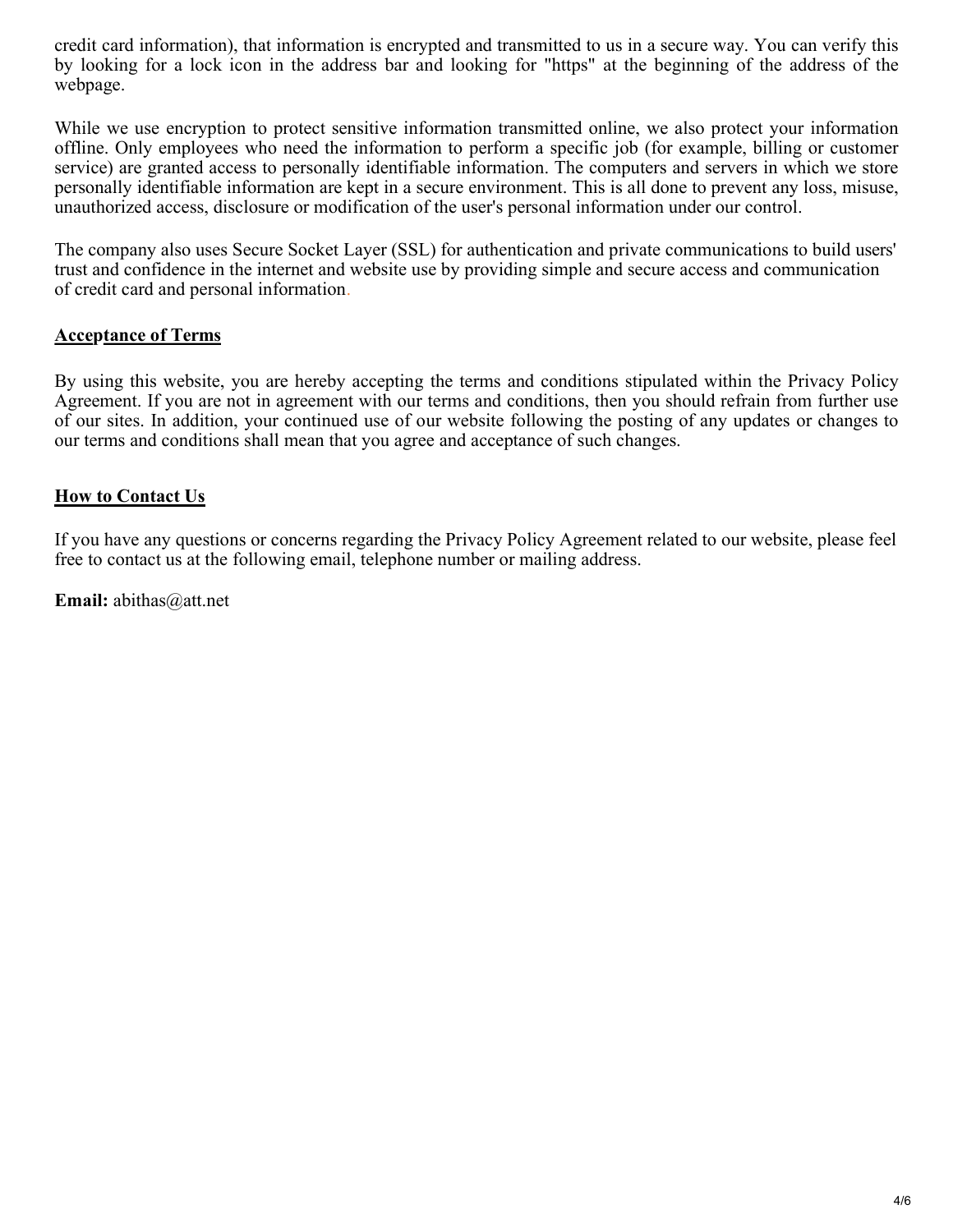credit card information), that information is encrypted and transmitted to us in a secure way. You can verify this by looking for a lock icon in the address bar and looking for "https" at the beginning of the address of the webpage.

While we use encryption to protect sensitive information transmitted online, we also protect your information offline. Only employees who need the information to perform a specific job (for example, billing or customer service) are granted access to personally identifiable information. The computers and servers in which we store personally identifiable information are kept in a secure environment. This is all done to prevent any loss, misuse, unauthorized access, disclosure or modification of the user's personal information under our control.

The company also uses Secure Socket Layer (SSL) for authentication and private communications to build users' trust and confidence in the internet and website use by providing simple and secure access and communication of credit card and personal information.

## Acceptance of Terms

By using this website, you are hereby accepting the terms and conditions stipulated within the Privacy Policy Agreement. If you are not in agreement with our terms and conditions, then you should refrain from further use of our sites. In addition, your continued use of our website following the posting of any updates or changes to our terms and conditions shall mean that you agree and acceptance of such changes.

## How to Contact Us

If you have any questions or concerns regarding the Privacy Policy Agreement related to our website, please feel free to contact us at the following email, telephone number or mailing address.

**Email:** abithas@att.net